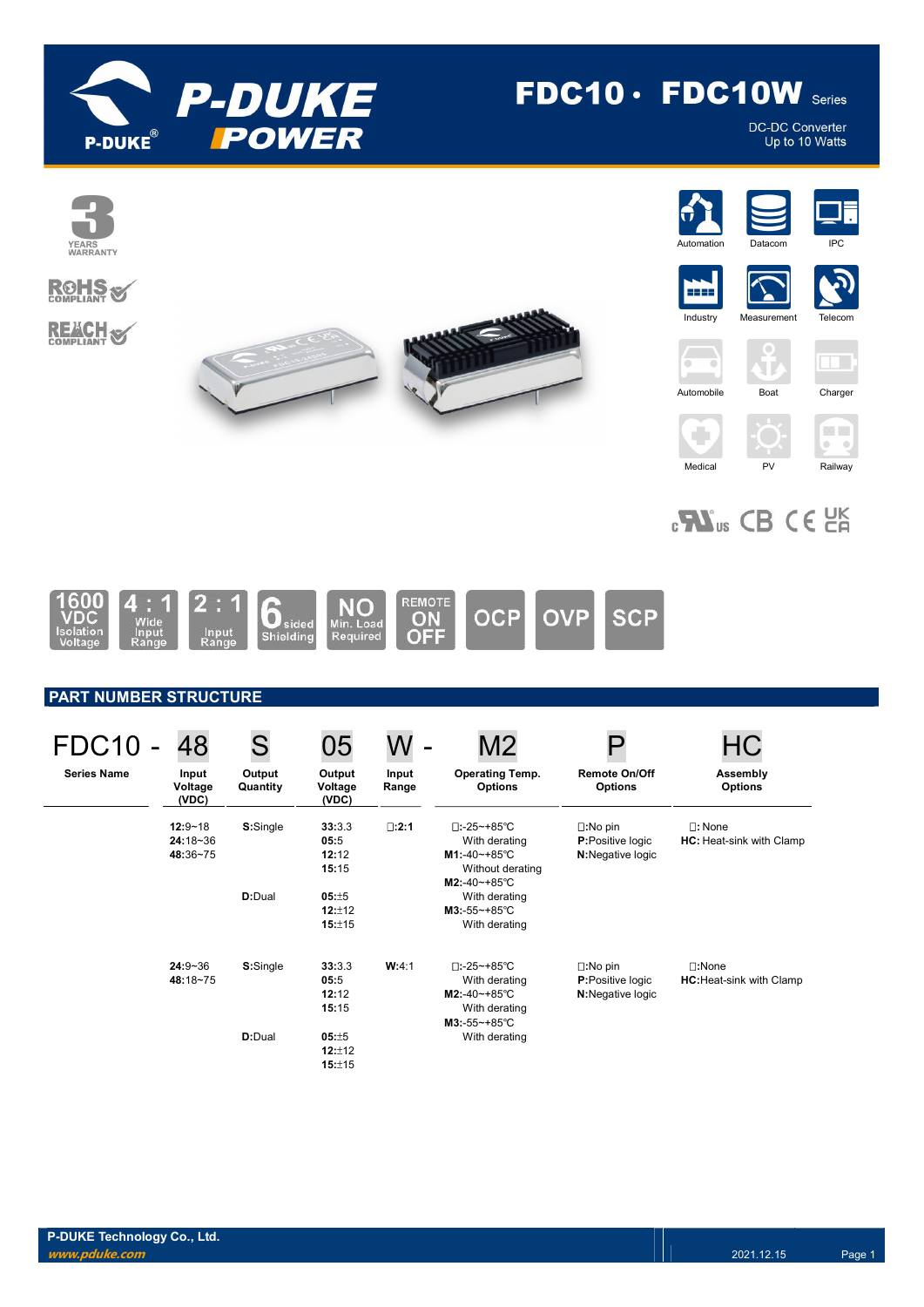# FDC10 • FDC10W Series

DC-DC Converter
Up to 10 Watts

3 YEARS WARRANTY

RoHS COMPLIANT

REACH COMPLIANT

Automation | Datacom | IPC | Industry | Measurement | Telecom | Automobile | Boat | Charger | Medical | PV | Railway

1600 VDC Isolation Voltage | 4 : 1 Wide Input Range | 2 : 1 Input Range | 6 sided Shielding | NO Min. Load Required | REMOTE ON OFF | OCP | OVP | SCP

## PART NUMBER STRUCTURE

FDC10 - 48 S 05 W - M2 P HC

| Series Name | Input Voltage (VDC) | Output Quantity | Output Voltage (VDC) | Input Range | Operating Temp. Options | Remote On/Off Options | Assembly Options |
|---|---|---|---|---|---|---|---|
| FDC10 | **12**:9~18<br>**24**:18~36<br>**48**:36~75 | **S**:Single | **33**:3.3<br>**05**:5<br>**12**:12<br>**15**:15 | □:2:1 | □:-25~+85℃ With derating<br>**M1**:-40~+85℃ Without derating<br>**M2**:-40~+85℃ With derating<br>**M3**:-55~+85℃ With derating | □:No pin<br>**P**:Positive logic<br>**N**:Negative logic | □: None<br>**HC**: Heat-sink with Clamp |
| | | **D**:Dual | **05**:±5<br>**12**:±12<br>**15**:±15 | | | | |
| | **24**:9~36<br>**48**:18~75 | **S**:Single | **33**:3.3<br>**05**:5<br>**12**:12<br>**15**:15 | **W**:4:1 | □:-25~+85℃ With derating<br>**M2**:-40~+85℃ With derating<br>**M3**:-55~+85℃ With derating | □:No pin<br>**P**:Positive logic<br>**N**:Negative logic | □:None<br>**HC**:Heat-sink with Clamp |
| | | **D**:Dual | **05**:±5<br>**12**:±12<br>**15**:±15 | | | | |

P-DUKE Technology Co., Ltd.
*www.pduke.com*

2021.12.15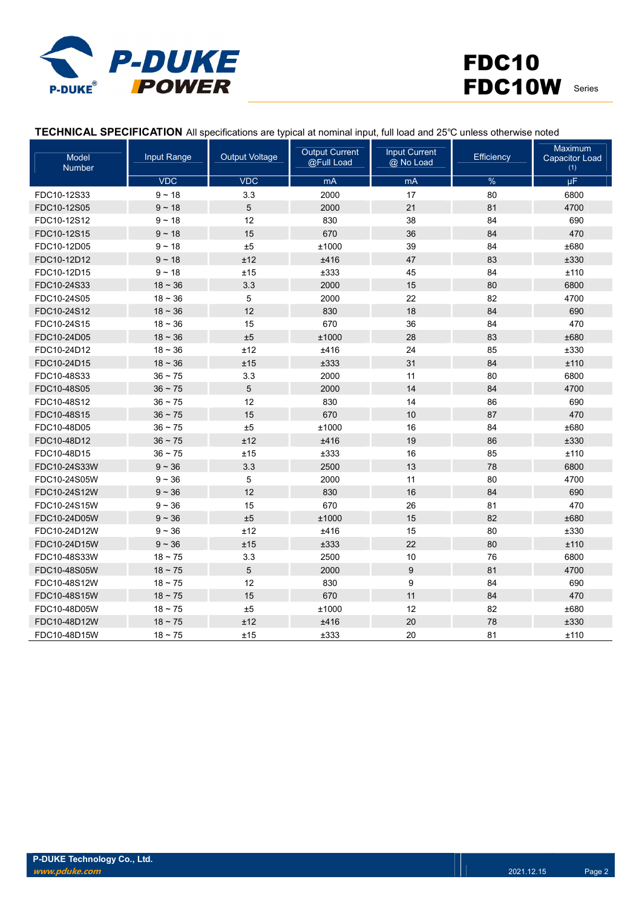## TECHNICAL SPECIFICATION

All specifications are typical at nominal input, full load and 25℃ unless otherwise noted

| Model Number | Input Range | Output Voltage | Output Current @Full Load | Input Current @ No Load | Efficiency | Maximum Capacitor Load (1) |
|---|---|---|---|---|---|---|
| | VDC | VDC | mA | mA | % | μF |
| FDC10-12S33 | 9 ~ 18 | 3.3 | 2000 | 17 | 80 | 6800 |
| FDC10-12S05 | 9 ~ 18 | 5 | 2000 | 21 | 81 | 4700 |
| FDC10-12S12 | 9 ~ 18 | 12 | 830 | 38 | 84 | 690 |
| FDC10-12S15 | 9 ~ 18 | 15 | 670 | 36 | 84 | 470 |
| FDC10-12D05 | 9 ~ 18 | ±5 | ±1000 | 39 | 84 | ±680 |
| FDC10-12D12 | 9 ~ 18 | ±12 | ±416 | 47 | 83 | ±330 |
| FDC10-12D15 | 9 ~ 18 | ±15 | ±333 | 45 | 84 | ±110 |
| FDC10-24S33 | 18 ~ 36 | 3.3 | 2000 | 15 | 80 | 6800 |
| FDC10-24S05 | 18 ~ 36 | 5 | 2000 | 22 | 82 | 4700 |
| FDC10-24S12 | 18 ~ 36 | 12 | 830 | 18 | 84 | 690 |
| FDC10-24S15 | 18 ~ 36 | 15 | 670 | 36 | 84 | 470 |
| FDC10-24D05 | 18 ~ 36 | ±5 | ±1000 | 28 | 83 | ±680 |
| FDC10-24D12 | 18 ~ 36 | ±12 | ±416 | 24 | 85 | ±330 |
| FDC10-24D15 | 18 ~ 36 | ±15 | ±333 | 31 | 84 | ±110 |
| FDC10-48S33 | 36 ~ 75 | 3.3 | 2000 | 11 | 80 | 6800 |
| FDC10-48S05 | 36 ~ 75 | 5 | 2000 | 14 | 84 | 4700 |
| FDC10-48S12 | 36 ~ 75 | 12 | 830 | 14 | 86 | 690 |
| FDC10-48S15 | 36 ~ 75 | 15 | 670 | 10 | 87 | 470 |
| FDC10-48D05 | 36 ~ 75 | ±5 | ±1000 | 16 | 84 | ±680 |
| FDC10-48D12 | 36 ~ 75 | ±12 | ±416 | 19 | 86 | ±330 |
| FDC10-48D15 | 36 ~ 75 | ±15 | ±333 | 16 | 85 | ±110 |
| FDC10-24S33W | 9 ~ 36 | 3.3 | 2500 | 13 | 78 | 6800 |
| FDC10-24S05W | 9 ~ 36 | 5 | 2000 | 11 | 80 | 4700 |
| FDC10-24S12W | 9 ~ 36 | 12 | 830 | 16 | 84 | 690 |
| FDC10-24S15W | 9 ~ 36 | 15 | 670 | 26 | 81 | 470 |
| FDC10-24D05W | 9 ~ 36 | ±5 | ±1000 | 15 | 82 | ±680 |
| FDC10-24D12W | 9 ~ 36 | ±12 | ±416 | 15 | 80 | ±330 |
| FDC10-24D15W | 9 ~ 36 | ±15 | ±333 | 22 | 80 | ±110 |
| FDC10-48S33W | 18 ~ 75 | 3.3 | 2500 | 10 | 76 | 6800 |
| FDC10-48S05W | 18 ~ 75 | 5 | 2000 | 9 | 81 | 4700 |
| FDC10-48S12W | 18 ~ 75 | 12 | 830 | 9 | 84 | 690 |
| FDC10-48S15W | 18 ~ 75 | 15 | 670 | 11 | 84 | 470 |
| FDC10-48D05W | 18 ~ 75 | ±5 | ±1000 | 12 | 82 | ±680 |
| FDC10-48D12W | 18 ~ 75 | ±12 | ±416 | 20 | 78 | ±330 |
| FDC10-48D15W | 18 ~ 75 | ±15 | ±333 | 20 | 81 | ±110 |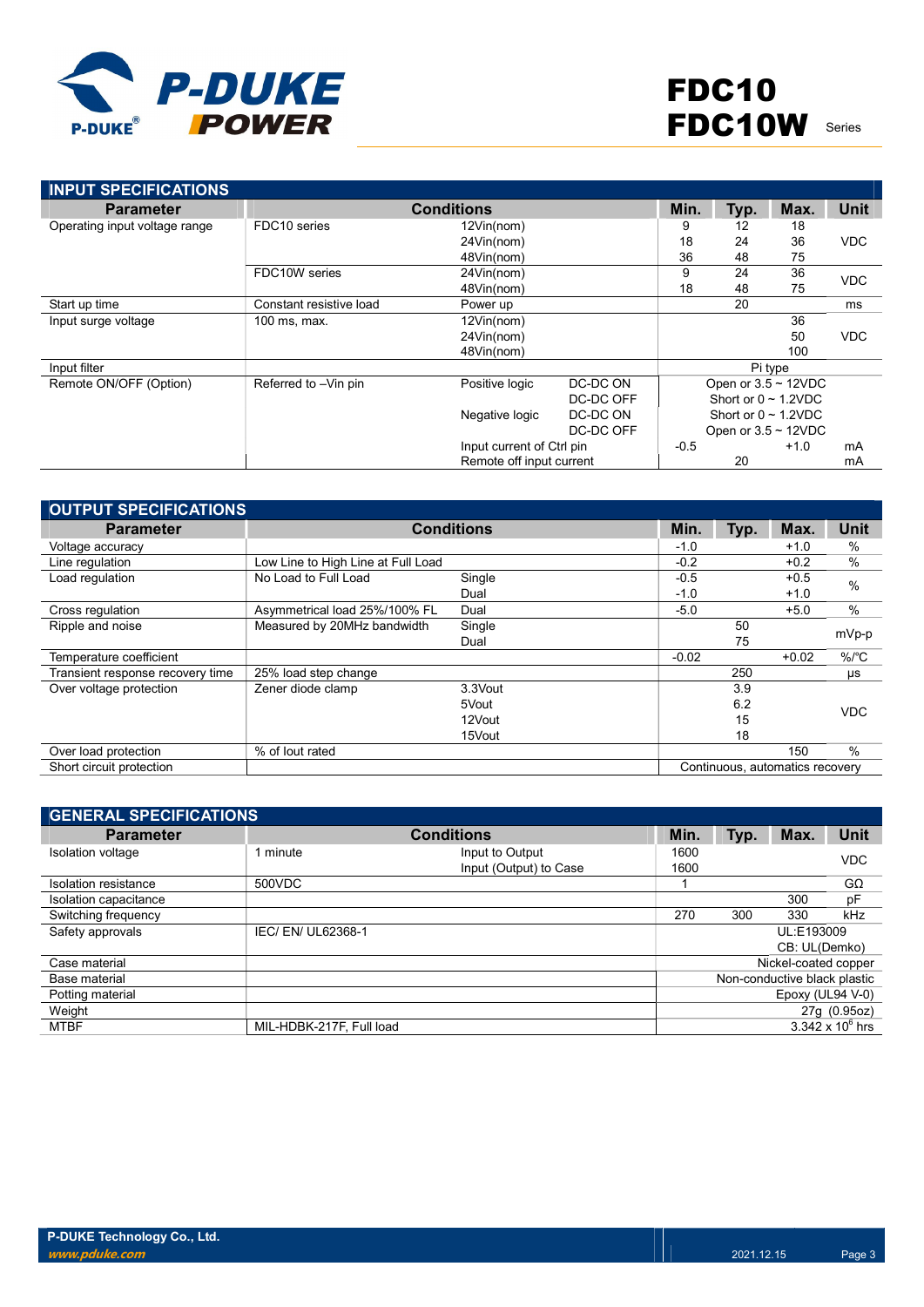# FDC10 FDC10W Series

## INPUT SPECIFICATIONS

| Parameter | Conditions | | | Min. | Typ. | Max. | Unit |
|---|---|---|---|---|---|---|---|
| Operating input voltage range | FDC10 series | 12Vin(nom) | | 9 | 12 | 18 | VDC |
| | | 24Vin(nom) | | 18 | 24 | 36 | |
| | | 48Vin(nom) | | 36 | 48 | 75 | |
| | FDC10W series | 24Vin(nom) | | 9 | 24 | 36 | VDC |
| | | 48Vin(nom) | | 18 | 48 | 75 | |
| Start up time | Constant resistive load | Power up | | | 20 | | ms |
| Input surge voltage | 100 ms, max. | 12Vin(nom) | | | | 36 | VDC |
| | | 24Vin(nom) | | | | 50 | |
| | | 48Vin(nom) | | | | 100 | |
| Input filter | | | | Pi type | | | |
| Remote ON/OFF (Option) | Referred to –Vin pin | Positive logic | DC-DC ON | Open or 3.5 ~ 12VDC | | | |
| | | | DC-DC OFF | Short or 0 ~ 1.2VDC | | | |
| | | Negative logic | DC-DC ON | Short or 0 ~ 1.2VDC | | | |
| | | | DC-DC OFF | Open or 3.5 ~ 12VDC | | | |
| | | Input current of Ctrl pin | | -0.5 | | +1.0 | mA |
| | | Remote off input current | | | 20 | | mA |

## OUTPUT SPECIFICATIONS

| Parameter | Conditions | | Min. | Typ. | Max. | Unit |
|---|---|---|---|---|---|---|
| Voltage accuracy | | | -1.0 | | +1.0 | % |
| Line regulation | Low Line to High Line at Full Load | | -0.2 | | +0.2 | % |
| Load regulation | No Load to Full Load | Single | -0.5 | | +0.5 | % |
| | | Dual | -1.0 | | +1.0 | |
| Cross regulation | Asymmetrical load 25%/100% FL | Dual | -5.0 | | +5.0 | % |
| Ripple and noise | Measured by 20MHz bandwidth | Single | | 50 | | mVp-p |
| | | Dual | | 75 | | |
| Temperature coefficient | | | -0.02 | | +0.02 | %/°C |
| Transient response recovery time | 25% load step change | | | 250 | | μs |
| Over voltage protection | Zener diode clamp | 3.3Vout | | 3.9 | | VDC |
| | | 5Vout | | 6.2 | | |
| | | 12Vout | | 15 | | |
| | | 15Vout | | 18 | | |
| Over load protection | % of Iout rated | | | | 150 | % |
| Short circuit protection | | | Continuous, automatics recovery | | | |

## GENERAL SPECIFICATIONS

| Parameter | Conditions | | Min. | Typ. | Max. | Unit |
|---|---|---|---|---|---|---|
| Isolation voltage | 1 minute | Input to Output | 1600 | | | VDC |
| | | Input (Output) to Case | 1600 | | | |
| Isolation resistance | 500VDC | | 1 | | | GΩ |
| Isolation capacitance | | | | | 300 | pF |
| Switching frequency | | | 270 | 300 | 330 | kHz |
| Safety approvals | IEC/ EN/ UL62368-1 | | UL:E193009 CB: UL(Demko) | | | |
| Case material | | | Nickel-coated copper | | | |
| Base material | | | Non-conductive black plastic | | | |
| Potting material | | | Epoxy (UL94 V-0) | | | |
| Weight | | | 27g (0.95oz) | | | |
| MTBF | MIL-HDBK-217F, Full load | | $3.342 \times 10^6$ hrs | | | |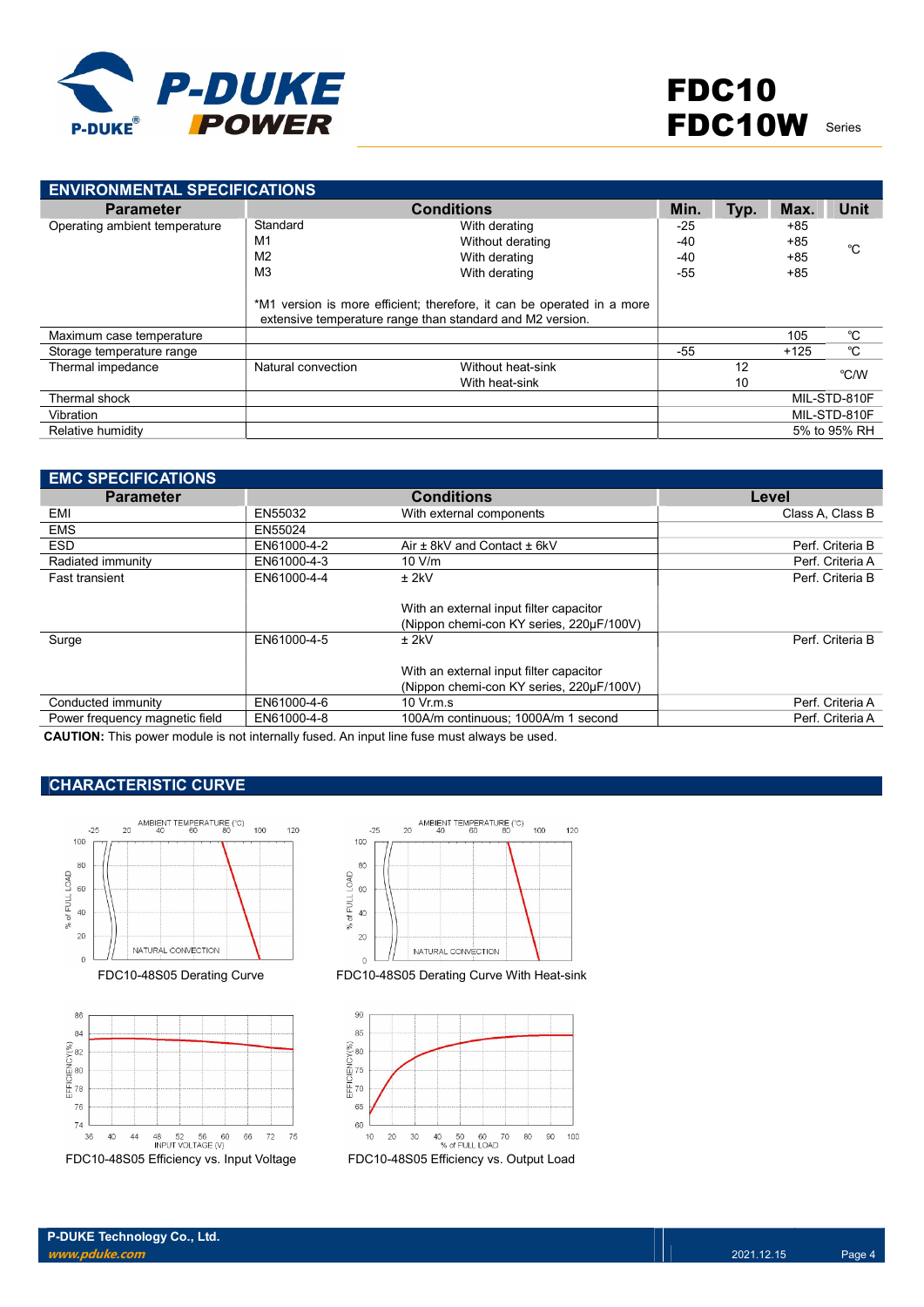## ENVIRONMENTAL SPECIFICATIONS

| Parameter | Conditions | | Min. | Typ. | Max. | Unit |
|---|---|---|---|---|---|---|
| Operating ambient temperature | Standard | With derating | -25 | | +85 | ℃ |
| | M1 | Without derating | -40 | | +85 | |
| | M2 | With derating | -40 | | +85 | |
| | M3 | With derating | -55 | | +85 | |
| | *M1 version is more efficient; therefore, it can be operated in a more extensive temperature range than standard and M2 version. | | | | | |
| Maximum case temperature | | | | | 105 | ℃ |
| Storage temperature range | | | -55 | | +125 | ℃ |
| Thermal impedance | Natural convection | Without heat-sink | | 12 | | ℃/W |
| | | With heat-sink | | 10 | | |
| Thermal shock | | | | | | MIL-STD-810F |
| Vibration | | | | | | MIL-STD-810F |
| Relative humidity | | | | | | 5% to 95% RH |

## EMC SPECIFICATIONS

| Parameter | Conditions | | Level |
|---|---|---|---|
| EMI | EN55032 | With external components | Class A, Class B |
| EMS | EN55024 | | |
| ESD | EN61000-4-2 | Air ± 8kV and Contact ± 6kV | Perf. Criteria B |
| Radiated immunity | EN61000-4-3 | 10 V/m | Perf. Criteria A |
| Fast transient | EN61000-4-4 | ± 2kV<br>With an external input filter capacitor (Nippon chemi-con KY series, 220μF/100V) | Perf. Criteria B |
| Surge | EN61000-4-5 | ± 2kV<br>With an external input filter capacitor (Nippon chemi-con KY series, 220μF/100V) | Perf. Criteria B |
| Conducted immunity | EN61000-4-6 | 10 Vr.m.s | Perf. Criteria A |
| Power frequency magnetic field | EN61000-4-8 | 100A/m continuous; 1000A/m 1 second | Perf. Criteria A |

**CAUTION:** This power module is not internally fused. An input line fuse must always be used.

## CHARACTERISTIC CURVE

FDC10-48S05 Derating Curve

FDC10-48S05 Derating Curve With Heat-sink

FDC10-48S05 Efficiency vs. Input Voltage

FDC10-48S05 Efficiency vs. Output Load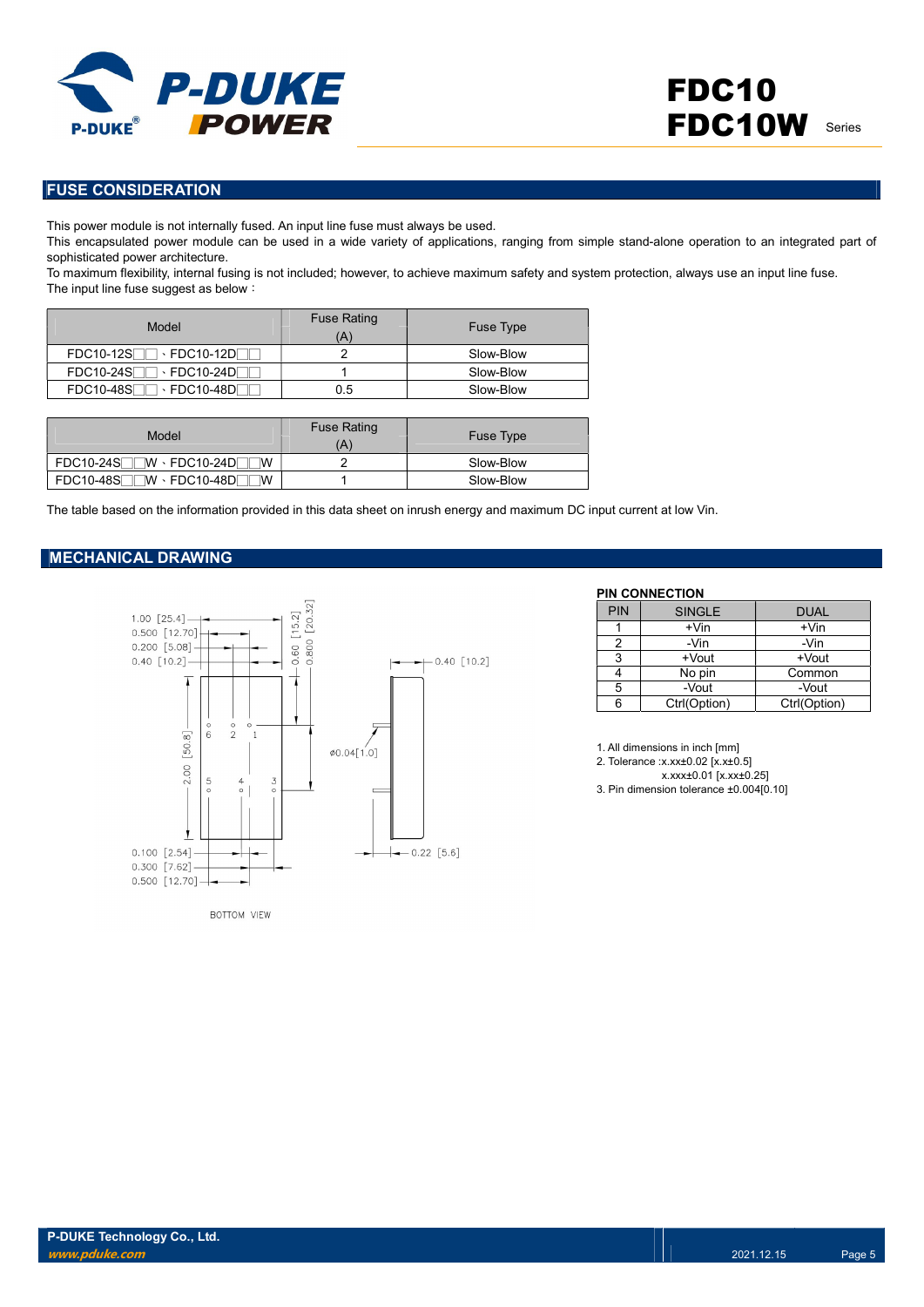## FUSE CONSIDERATION

This power module is not internally fused. An input line fuse must always be used.
This encapsulated power module can be used in a wide variety of applications, ranging from simple stand-alone operation to an integrated part of sophisticated power architecture.
To maximum flexibility, internal fusing is not included; however, to achieve maximum safety and system protection, always use an input line fuse.
The input line fuse suggest as below：

| Model | Fuse Rating (A) | Fuse Type |
|---|---|---|
| FDC10-12S□□、FDC10-12D□□ | 2 | Slow-Blow |
| FDC10-24S□□、FDC10-24D□□ | 1 | Slow-Blow |
| FDC10-48S□□、FDC10-48D□□ | 0.5 | Slow-Blow |

| Model | Fuse Rating (A) | Fuse Type |
|---|---|---|
| FDC10-24S□□W、FDC10-24D□□W | 2 | Slow-Blow |
| FDC10-48S□□W、FDC10-48D□□W | 1 | Slow-Blow |

The table based on the information provided in this data sheet on inrush energy and maximum DC input current at low Vin.

## MECHANICAL DRAWING

1.00 [25.4]
0.500 [12.70]
0.200 [5.08]
0.40 [10.2]
0.60 [15.2]
0.800 [20.32]
2.00 [50.8]
0.100 [2.54]
0.300 [7.62]
0.500 [12.70]
0.40 [10.2]
ø0.04[1.0]
0.22 [5.6]

BOTTOM VIEW

**PIN CONNECTION**

| PIN | SINGLE | DUAL |
|---|---|---|
| 1 | +Vin | +Vin |
| 2 | -Vin | -Vin |
| 3 | +Vout | +Vout |
| 4 | No pin | Common |
| 5 | -Vout | -Vout |
| 6 | Ctrl(Option) | Ctrl(Option) |

1. All dimensions in inch [mm]
2. Tolerance :x.xx±0.02 [x.x±0.5]
   x.xxx±0.01 [x.xx±0.25]
3. Pin dimension tolerance ±0.004[0.10]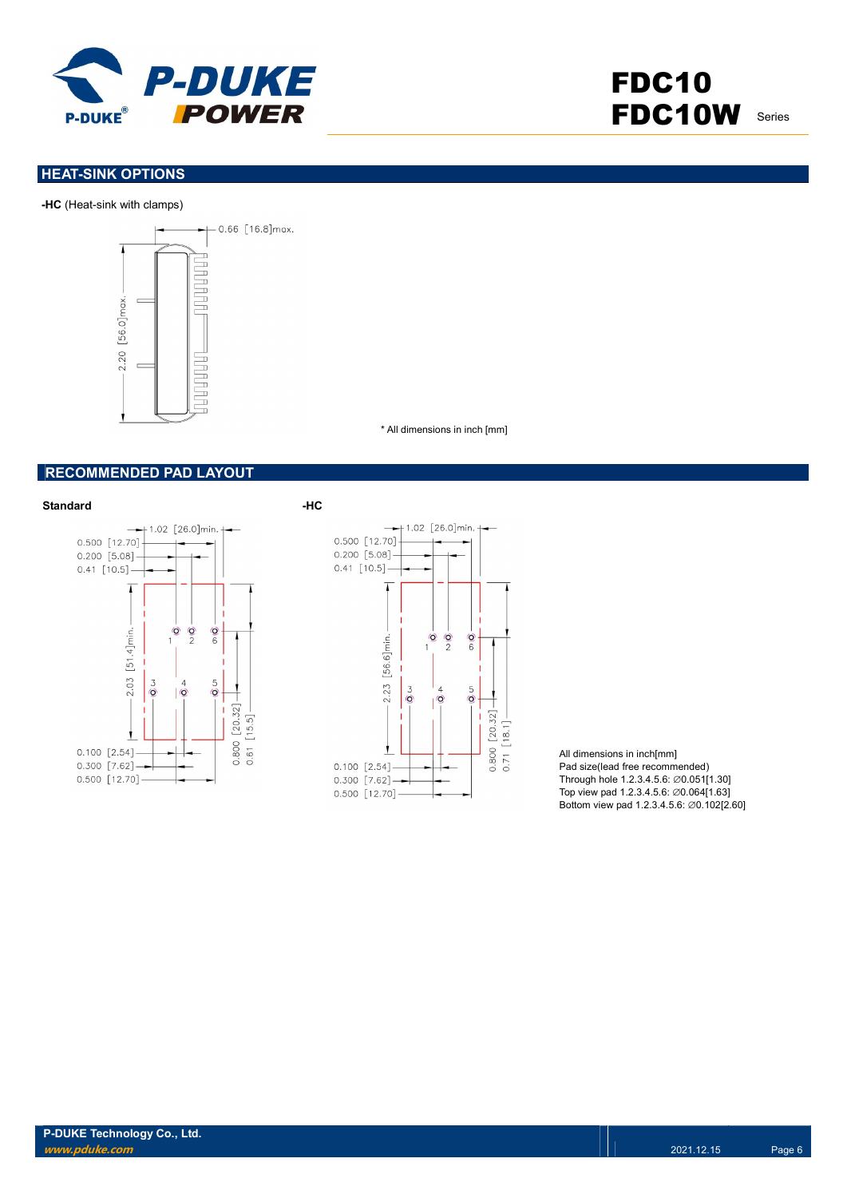## HEAT-SINK OPTIONS

**-HC** (Heat-sink with clamps)

0.66 [16.8]max.

2.20 [56.0]max.

* All dimensions in inch [mm]

## RECOMMENDED PAD LAYOUT

**Standard**

1.02 [26.0]min.
0.500 [12.70]
0.200 [5.08]
0.41 [10.5]
2.03 [51.4]min.
0.100 [2.54]
0.300 [7.62]
0.500 [12.70]
0.800 [20.32]
0.61 [15.5]

**-HC**

1.02 [26.0]min.
0.500 [12.70]
0.200 [5.08]
0.41 [10.5]
2.23 [56.6]min.
0.100 [2.54]
0.300 [7.62]
0.500 [12.70]
0.800 [20.32]
0.71 [18.1]

All dimensions in inch[mm]
Pad size(lead free recommended)
Through hole 1.2.3.4.5.6: ∅0.051[1.30]
Top view pad 1.2.3.4.5.6: ∅0.064[1.63]
Bottom view pad 1.2.3.4.5.6: ∅0.102[2.60]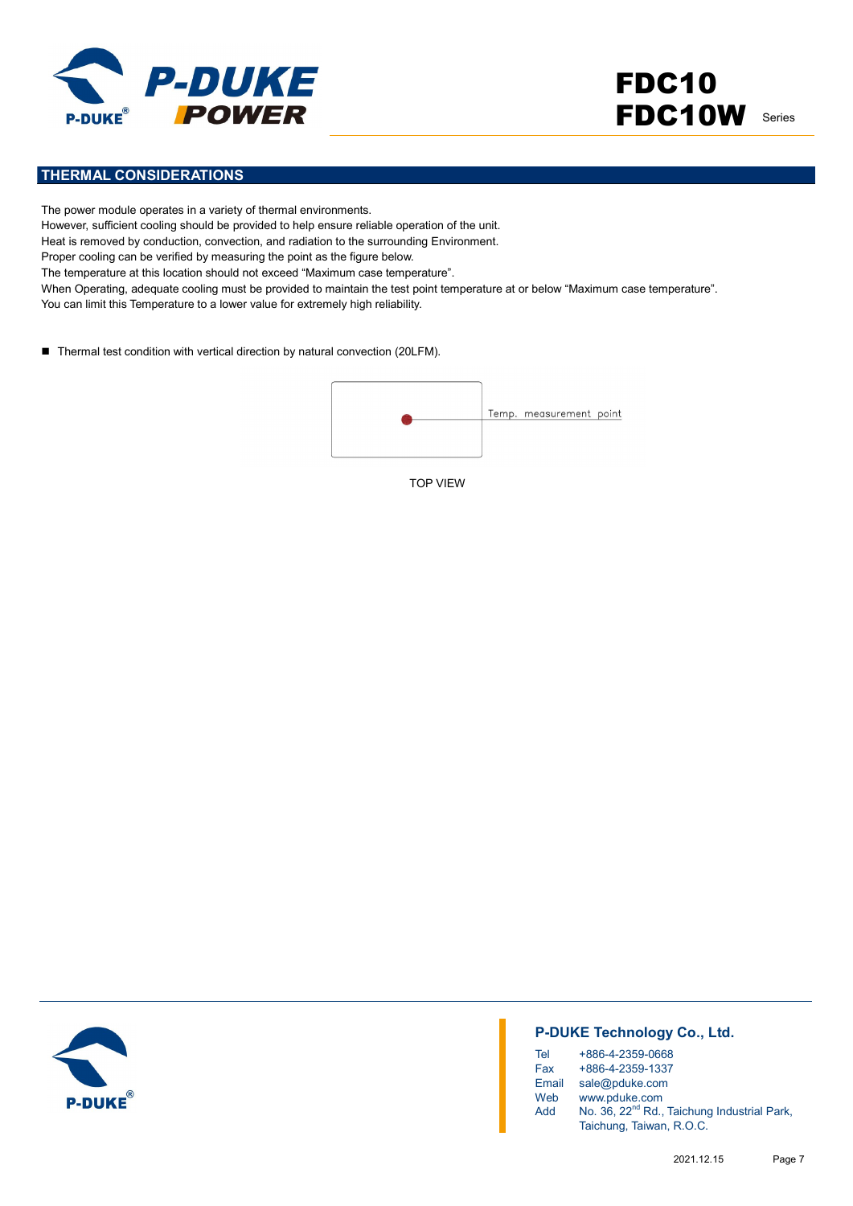## THERMAL CONSIDERATIONS

The power module operates in a variety of thermal environments.
However, sufficient cooling should be provided to help ensure reliable operation of the unit.
Heat is removed by conduction, convection, and radiation to the surrounding Environment.
Proper cooling can be verified by measuring the point as the figure below.
The temperature at this location should not exceed "Maximum case temperature".
When Operating, adequate cooling must be provided to maintain the test point temperature at or below "Maximum case temperature".
You can limit this Temperature to a lower value for extremely high reliability.

- Thermal test condition with vertical direction by natural convection (20LFM).

Temp. measurement point

TOP VIEW

### P-DUKE Technology Co., Ltd.

Tel +886-4-2359-0668
Fax +886-4-2359-1337
Email sale@pduke.com
Web www.pduke.com
Add No. 36, 22nd Rd., Taichung Industrial Park, Taichung, Taiwan, R.O.C.

2021.12.15